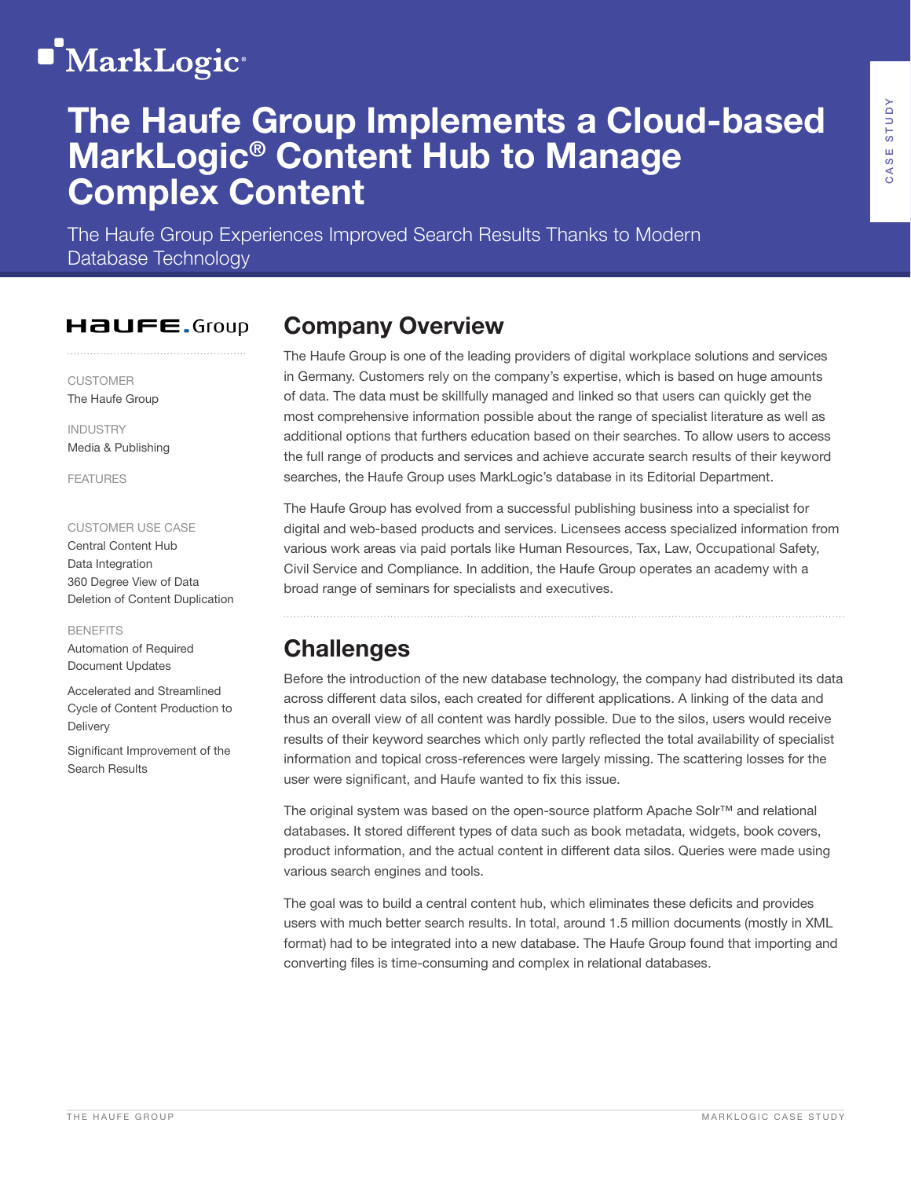MarkLogic

# The Haufe Group Implements a Cloud-based MarkLogic® Content Hub to Manage Complex Content

The Haufe Group Experiences Improved Search Results Thanks to Modern Database Technology

CASE STUDY

HAUFE.Group

CUSTOMER
The Haufe Group

INDUSTRY
Media & Publishing

FEATURES

CUSTOMER USE CASE
Central Content Hub
Data Integration
360 Degree View of Data
Deletion of Content Duplication

BENEFITS
Automation of Required Document Updates

Accelerated and Streamlined Cycle of Content Production to Delivery

Significant Improvement of the Search Results

## Company Overview

The Haufe Group is one of the leading providers of digital workplace solutions and services in Germany. Customers rely on the company's expertise, which is based on huge amounts of data. The data must be skillfully managed and linked so that users can quickly get the most comprehensive information possible about the range of specialist literature as well as additional options that furthers education based on their searches. To allow users to access the full range of products and services and achieve accurate search results of their keyword searches, the Haufe Group uses MarkLogic's database in its Editorial Department.

The Haufe Group has evolved from a successful publishing business into a specialist for digital and web-based products and services. Licensees access specialized information from various work areas via paid portals like Human Resources, Tax, Law, Occupational Safety, Civil Service and Compliance. In addition, the Haufe Group operates an academy with a broad range of seminars for specialists and executives.

## Challenges

Before the introduction of the new database technology, the company had distributed its data across different data silos, each created for different applications. A linking of the data and thus an overall view of all content was hardly possible. Due to the silos, users would receive results of their keyword searches which only partly reflected the total availability of specialist information and topical cross-references were largely missing. The scattering losses for the user were significant, and Haufe wanted to fix this issue.

The original system was based on the open-source platform Apache Solr™ and relational databases. It stored different types of data such as book metadata, widgets, book covers, product information, and the actual content in different data silos. Queries were made using various search engines and tools.

The goal was to build a central content hub, which eliminates these deficits and provides users with much better search results. In total, around 1.5 million documents (mostly in XML format) had to be integrated into a new database. The Haufe Group found that importing and converting files is time-consuming and complex in relational databases.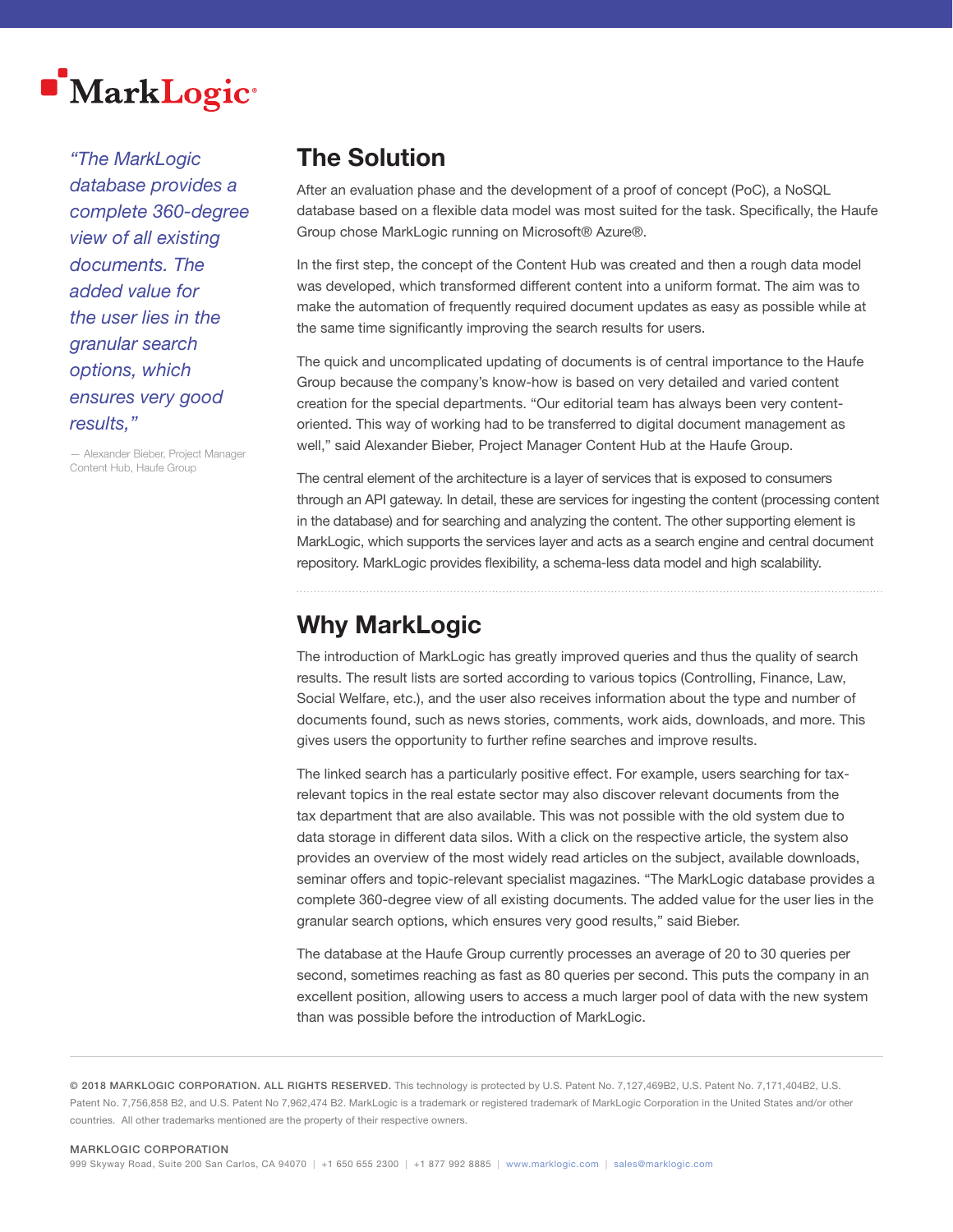*"The MarkLogic database provides a complete 360-degree view of all existing documents. The added value for the user lies in the granular search options, which ensures very good results,"*

— Alexander Bieber, Project Manager Content Hub, Haufe Group

## The Solution

After an evaluation phase and the development of a proof of concept (PoC), a NoSQL database based on a flexible data model was most suited for the task. Specifically, the Haufe Group chose MarkLogic running on Microsoft® Azure®.

In the first step, the concept of the Content Hub was created and then a rough data model was developed, which transformed different content into a uniform format. The aim was to make the automation of frequently required document updates as easy as possible while at the same time significantly improving the search results for users.

The quick and uncomplicated updating of documents is of central importance to the Haufe Group because the company's know-how is based on very detailed and varied content creation for the special departments. "Our editorial team has always been very content-oriented. This way of working had to be transferred to digital document management as well," said Alexander Bieber, Project Manager Content Hub at the Haufe Group.

The central element of the architecture is a layer of services that is exposed to consumers through an API gateway. In detail, these are services for ingesting the content (processing content in the database) and for searching and analyzing the content. The other supporting element is MarkLogic, which supports the services layer and acts as a search engine and central document repository. MarkLogic provides flexibility, a schema-less data model and high scalability.

## Why MarkLogic

The introduction of MarkLogic has greatly improved queries and thus the quality of search results. The result lists are sorted according to various topics (Controlling, Finance, Law, Social Welfare, etc.), and the user also receives information about the type and number of documents found, such as news stories, comments, work aids, downloads, and more. This gives users the opportunity to further refine searches and improve results.

The linked search has a particularly positive effect. For example, users searching for tax-relevant topics in the real estate sector may also discover relevant documents from the tax department that are also available. This was not possible with the old system due to data storage in different data silos. With a click on the respective article, the system also provides an overview of the most widely read articles on the subject, available downloads, seminar offers and topic-relevant specialist magazines. "The MarkLogic database provides a complete 360-degree view of all existing documents. The added value for the user lies in the granular search options, which ensures very good results," said Bieber.

The database at the Haufe Group currently processes an average of 20 to 30 queries per second, sometimes reaching as fast as 80 queries per second. This puts the company in an excellent position, allowing users to access a much larger pool of data with the new system than was possible before the introduction of MarkLogic.

---

**© 2018 MARKLOGIC CORPORATION. ALL RIGHTS RESERVED.** This technology is protected by U.S. Patent No. 7,127,469B2, U.S. Patent No. 7,171,404B2, U.S. Patent No. 7,756,858 B2, and U.S. Patent No 7,962,474 B2. MarkLogic is a trademark or registered trademark of MarkLogic Corporation in the United States and/or other countries. All other trademarks mentioned are the property of their respective owners.

MARKLOGIC CORPORATION
999 Skyway Road, Suite 200 San Carlos, CA 94070 | +1 650 655 2300 | +1 877 992 8885 | www.marklogic.com | sales@marklogic.com